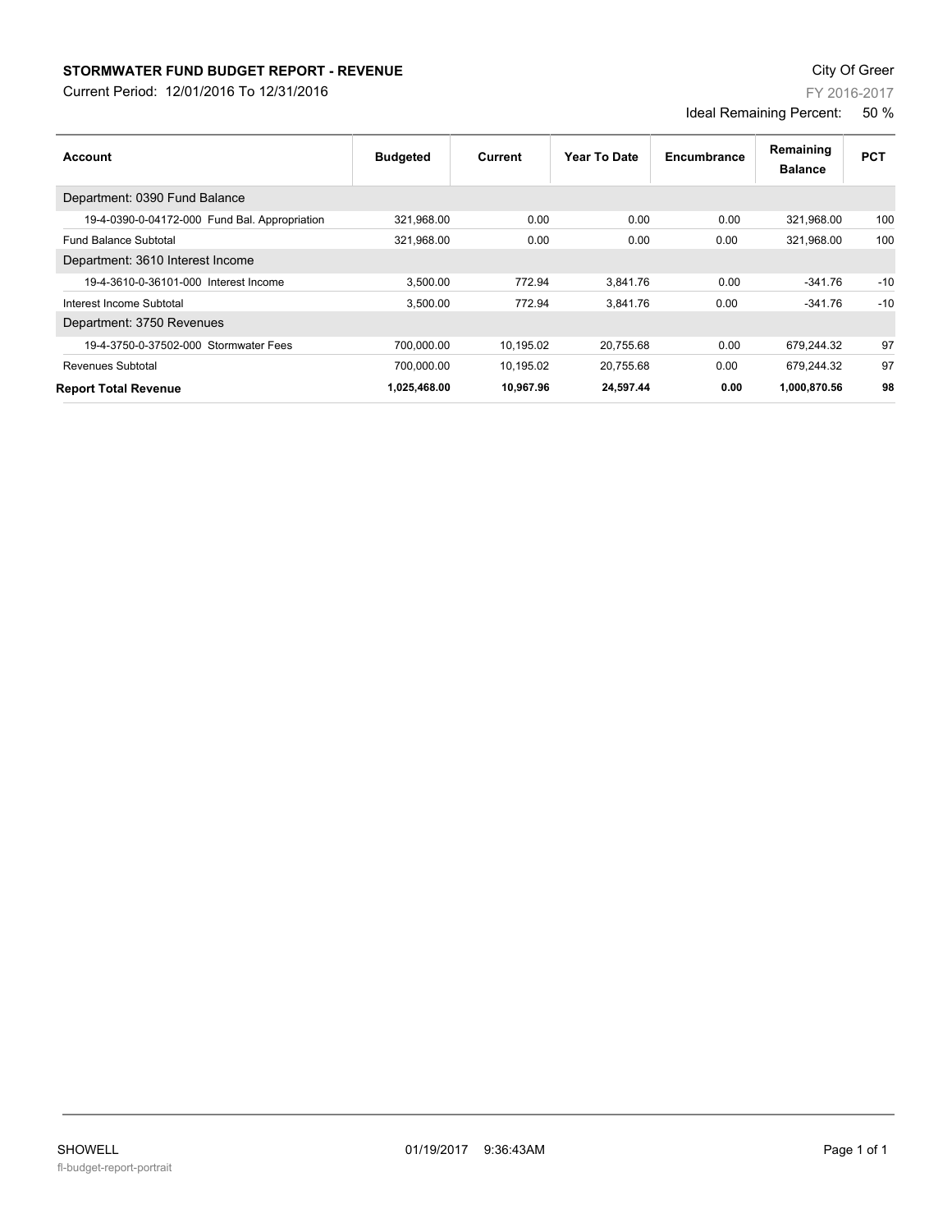**STORMWATER FUND BUDGET REPORT - REVENUE**

Current Period: 12/01/2016 To 12/31/2016

City Of Greer

FY 2016-2017

Ideal Remaining Percent: 50 %

| Account | Budgeted | Current | Year To Date | Encumbrance | Remaining Balance | PCT |
|---|---|---|---|---|---|---|
| Department: 0390 Fund Balance | | | | | | |
| 19-4-0390-0-04172-000 Fund Bal. Appropriation | 321,968.00 | 0.00 | 0.00 | 0.00 | 321,968.00 | 100 |
| Fund Balance Subtotal | 321,968.00 | 0.00 | 0.00 | 0.00 | 321,968.00 | 100 |
| Department: 3610 Interest Income | | | | | | |
| 19-4-3610-0-36101-000 Interest Income | 3,500.00 | 772.94 | 3,841.76 | 0.00 | -341.76 | -10 |
| Interest Income Subtotal | 3,500.00 | 772.94 | 3,841.76 | 0.00 | -341.76 | -10 |
| Department: 3750 Revenues | | | | | | |
| 19-4-3750-0-37502-000 Stormwater Fees | 700,000.00 | 10,195.02 | 20,755.68 | 0.00 | 679,244.32 | 97 |
| Revenues Subtotal | 700,000.00 | 10,195.02 | 20,755.68 | 0.00 | 679,244.32 | 97 |
| **Report Total Revenue** | **1,025,468.00** | **10,967.96** | **24,597.44** | **0.00** | **1,000,870.56** | **98** |

SHOWELL 01/19/2017 9:36:43AM

fl-budget-report-portrait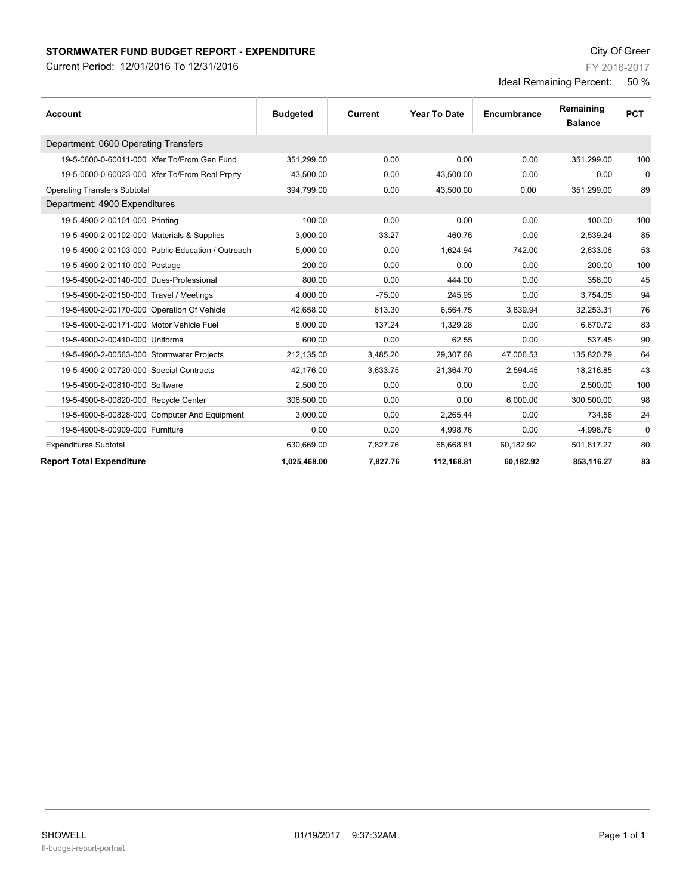**STORMWATER FUND BUDGET REPORT - EXPENDITURE**

Current Period: 12/01/2016 To 12/31/2016

City Of Greer

FY 2016-2017

Ideal Remaining Percent: 50 %

| Account | Budgeted | Current | Year To Date | Encumbrance | Remaining Balance | PCT |
|---|---|---|---|---|---|---|
| Department: 0600 Operating Transfers | | | | | | |
| 19-5-0600-0-60011-000 Xfer To/From Gen Fund | 351,299.00 | 0.00 | 0.00 | 0.00 | 351,299.00 | 100 |
| 19-5-0600-0-60023-000 Xfer To/From Real Prprty | 43,500.00 | 0.00 | 43,500.00 | 0.00 | 0.00 | 0 |
| Operating Transfers Subtotal | 394,799.00 | 0.00 | 43,500.00 | 0.00 | 351,299.00 | 89 |
| Department: 4900 Expenditures | | | | | | |
| 19-5-4900-2-00101-000 Printing | 100.00 | 0.00 | 0.00 | 0.00 | 100.00 | 100 |
| 19-5-4900-2-00102-000 Materials & Supplies | 3,000.00 | 33.27 | 460.76 | 0.00 | 2,539.24 | 85 |
| 19-5-4900-2-00103-000 Public Education / Outreach | 5,000.00 | 0.00 | 1,624.94 | 742.00 | 2,633.06 | 53 |
| 19-5-4900-2-00110-000 Postage | 200.00 | 0.00 | 0.00 | 0.00 | 200.00 | 100 |
| 19-5-4900-2-00140-000 Dues-Professional | 800.00 | 0.00 | 444.00 | 0.00 | 356.00 | 45 |
| 19-5-4900-2-00150-000 Travel / Meetings | 4,000.00 | -75.00 | 245.95 | 0.00 | 3,754.05 | 94 |
| 19-5-4900-2-00170-000 Operation Of Vehicle | 42,658.00 | 613.30 | 6,564.75 | 3,839.94 | 32,253.31 | 76 |
| 19-5-4900-2-00171-000 Motor Vehicle Fuel | 8,000.00 | 137.24 | 1,329.28 | 0.00 | 6,670.72 | 83 |
| 19-5-4900-2-00410-000 Uniforms | 600.00 | 0.00 | 62.55 | 0.00 | 537.45 | 90 |
| 19-5-4900-2-00563-000 Stormwater Projects | 212,135.00 | 3,485.20 | 29,307.68 | 47,006.53 | 135,820.79 | 64 |
| 19-5-4900-2-00720-000 Special Contracts | 42,176.00 | 3,633.75 | 21,364.70 | 2,594.45 | 18,216.85 | 43 |
| 19-5-4900-2-00810-000 Software | 2,500.00 | 0.00 | 0.00 | 0.00 | 2,500.00 | 100 |
| 19-5-4900-8-00820-000 Recycle Center | 306,500.00 | 0.00 | 0.00 | 6,000.00 | 300,500.00 | 98 |
| 19-5-4900-8-00828-000 Computer And Equipment | 3,000.00 | 0.00 | 2,265.44 | 0.00 | 734.56 | 24 |
| 19-5-4900-8-00909-000 Furniture | 0.00 | 0.00 | 4,998.76 | 0.00 | -4,998.76 | 0 |
| Expenditures Subtotal | 630,669.00 | 7,827.76 | 68,668.81 | 60,182.92 | 501,817.27 | 80 |
| **Report Total Expenditure** | **1,025,468.00** | **7,827.76** | **112,168.81** | **60,182.92** | **853,116.27** | **83** |

SHOWELL 01/19/2017 9:37:32AM

fl-budget-report-portrait